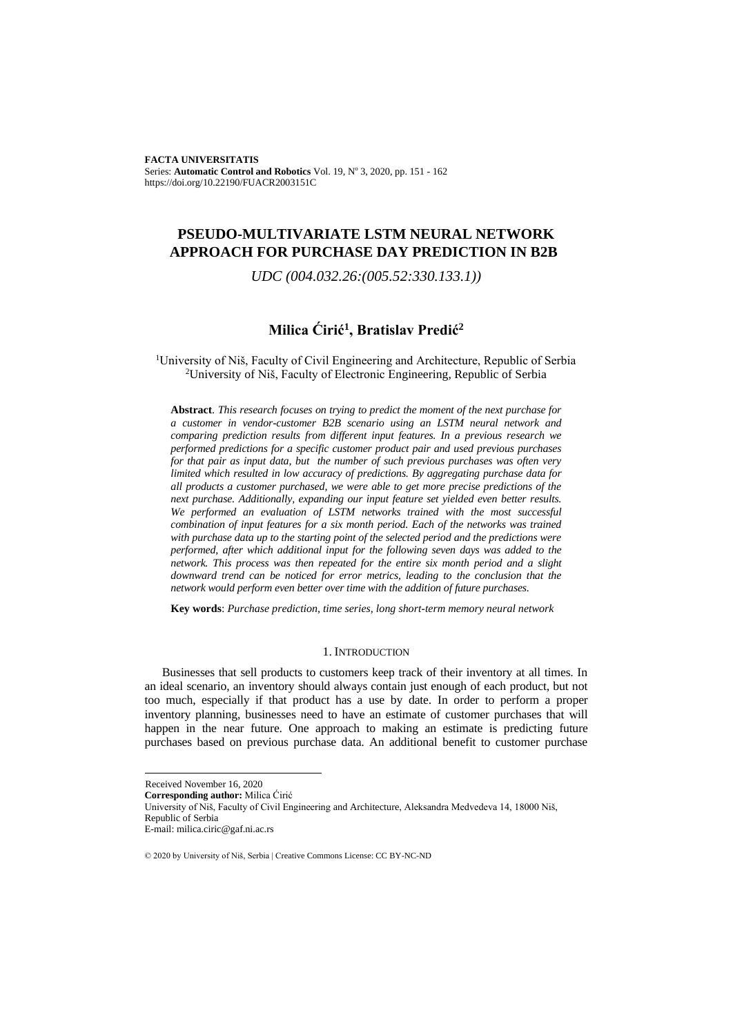**FACTA UNIVERSITATIS**
Series: **Automatic Control and Robotics** Vol. 19, N° 3, 2020, pp. 151 - 162
https://doi.org/10.22190/FUACR2003151C

# PSEUDO-MULTIVARIATE LSTM NEURAL NETWORK APPROACH FOR PURCHASE DAY PREDICTION IN B2B

*UDC (004.032.26:(005.52:330.133.1))*

## Milica Ćirić[1], Bratislav Predić[2]

[1]University of Niš, Faculty of Civil Engineering and Architecture, Republic of Serbia
[2]University of Niš, Faculty of Electronic Engineering, Republic of Serbia

**Abstract**. *This research focuses on trying to predict the moment of the next purchase for a customer in vendor-customer B2B scenario using an LSTM neural network and comparing prediction results from different input features. In a previous research we performed predictions for a specific customer product pair and used previous purchases for that pair as input data, but the number of such previous purchases was often very limited which resulted in low accuracy of predictions. By aggregating purchase data for all products a customer purchased, we were able to get more precise predictions of the next purchase. Additionally, expanding our input feature set yielded even better results. We performed an evaluation of LSTM networks trained with the most successful combination of input features for a six month period. Each of the networks was trained with purchase data up to the starting point of the selected period and the predictions were performed, after which additional input for the following seven days was added to the network. This process was then repeated for the entire six month period and a slight downward trend can be noticed for error metrics, leading to the conclusion that the network would perform even better over time with the addition of future purchases.*

**Key words**: *Purchase prediction, time series, long short-term memory neural network*

## 1. INTRODUCTION

Businesses that sell products to customers keep track of their inventory at all times. In an ideal scenario, an inventory should always contain just enough of each product, but not too much, especially if that product has a use by date. In order to perform a proper inventory planning, businesses need to have an estimate of customer purchases that will happen in the near future. One approach to making an estimate is predicting future purchases based on previous purchase data. An additional benefit to customer purchase

---

Received November 16, 2020
**Corresponding author:** Milica Ćirić
University of Niš, Faculty of Civil Engineering and Architecture, Aleksandra Medvedeva 14, 18000 Niš, Republic of Serbia
E-mail: milica.ciric@gaf.ni.ac.rs

© 2020 by University of Niš, Serbia | Creative Commons License: CC BY-NC-ND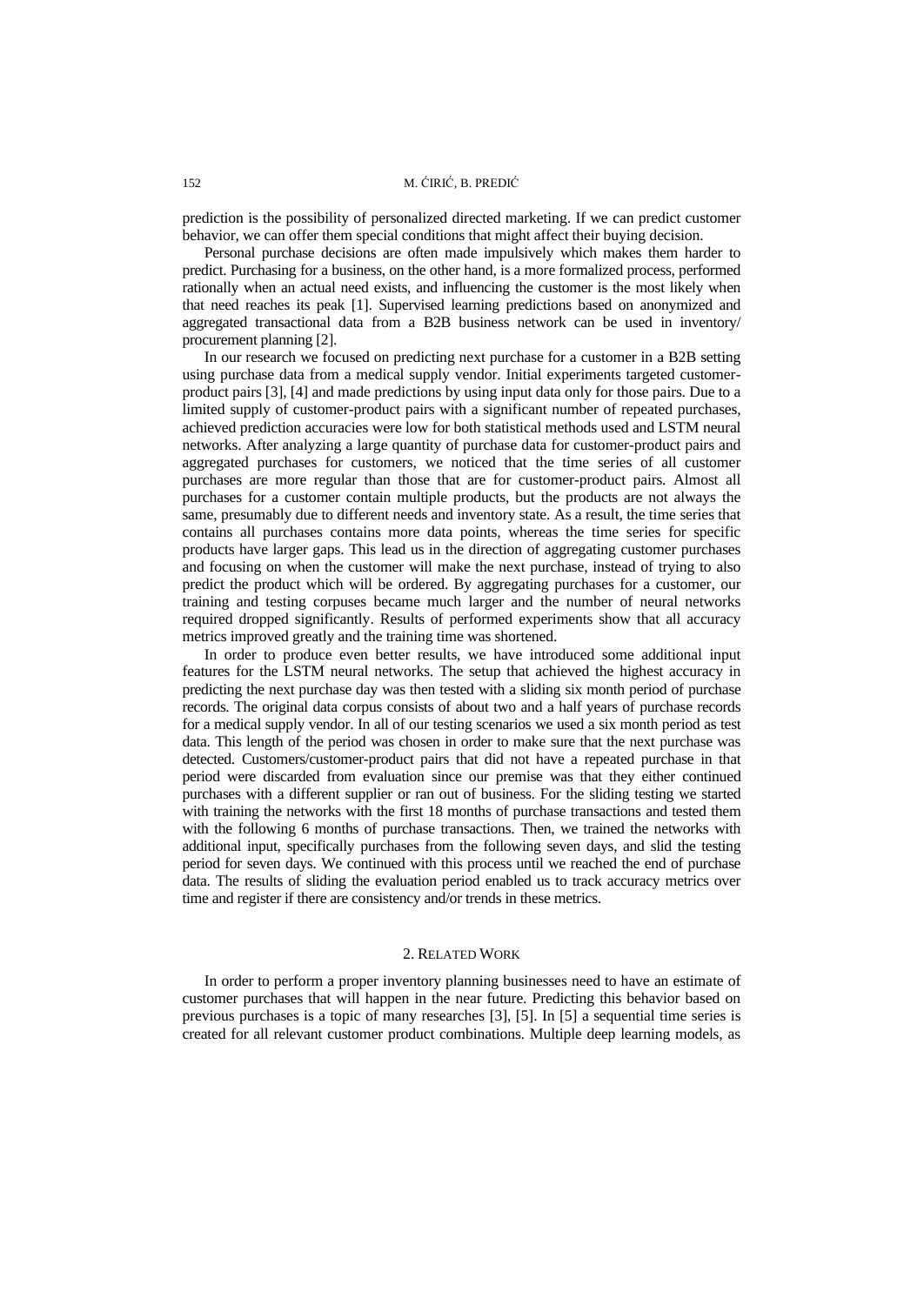prediction is the possibility of personalized directed marketing. If we can predict customer behavior, we can offer them special conditions that might affect their buying decision.

Personal purchase decisions are often made impulsively which makes them harder to predict. Purchasing for a business, on the other hand, is a more formalized process, performed rationally when an actual need exists, and influencing the customer is the most likely when that need reaches its peak [1]. Supervised learning predictions based on anonymized and aggregated transactional data from a B2B business network can be used in inventory/ procurement planning [2].

In our research we focused on predicting next purchase for a customer in a B2B setting using purchase data from a medical supply vendor. Initial experiments targeted customer-product pairs [3], [4] and made predictions by using input data only for those pairs. Due to a limited supply of customer-product pairs with a significant number of repeated purchases, achieved prediction accuracies were low for both statistical methods used and LSTM neural networks. After analyzing a large quantity of purchase data for customer-product pairs and aggregated purchases for customers, we noticed that the time series of all customer purchases are more regular than those that are for customer-product pairs. Almost all purchases for a customer contain multiple products, but the products are not always the same, presumably due to different needs and inventory state. As a result, the time series that contains all purchases contains more data points, whereas the time series for specific products have larger gaps. This lead us in the direction of aggregating customer purchases and focusing on when the customer will make the next purchase, instead of trying to also predict the product which will be ordered. By aggregating purchases for a customer, our training and testing corpuses became much larger and the number of neural networks required dropped significantly. Results of performed experiments show that all accuracy metrics improved greatly and the training time was shortened.

In order to produce even better results, we have introduced some additional input features for the LSTM neural networks. The setup that achieved the highest accuracy in predicting the next purchase day was then tested with a sliding six month period of purchase records. The original data corpus consists of about two and a half years of purchase records for a medical supply vendor. In all of our testing scenarios we used a six month period as test data. This length of the period was chosen in order to make sure that the next purchase was detected. Customers/customer-product pairs that did not have a repeated purchase in that period were discarded from evaluation since our premise was that they either continued purchases with a different supplier or ran out of business. For the sliding testing we started with training the networks with the first 18 months of purchase transactions and tested them with the following 6 months of purchase transactions. Then, we trained the networks with additional input, specifically purchases from the following seven days, and slid the testing period for seven days. We continued with this process until we reached the end of purchase data. The results of sliding the evaluation period enabled us to track accuracy metrics over time and register if there are consistency and/or trends in these metrics.

## 2. Related Work

In order to perform a proper inventory planning businesses need to have an estimate of customer purchases that will happen in the near future. Predicting this behavior based on previous purchases is a topic of many researches [3], [5]. In [5] a sequential time series is created for all relevant customer product combinations. Multiple deep learning models, as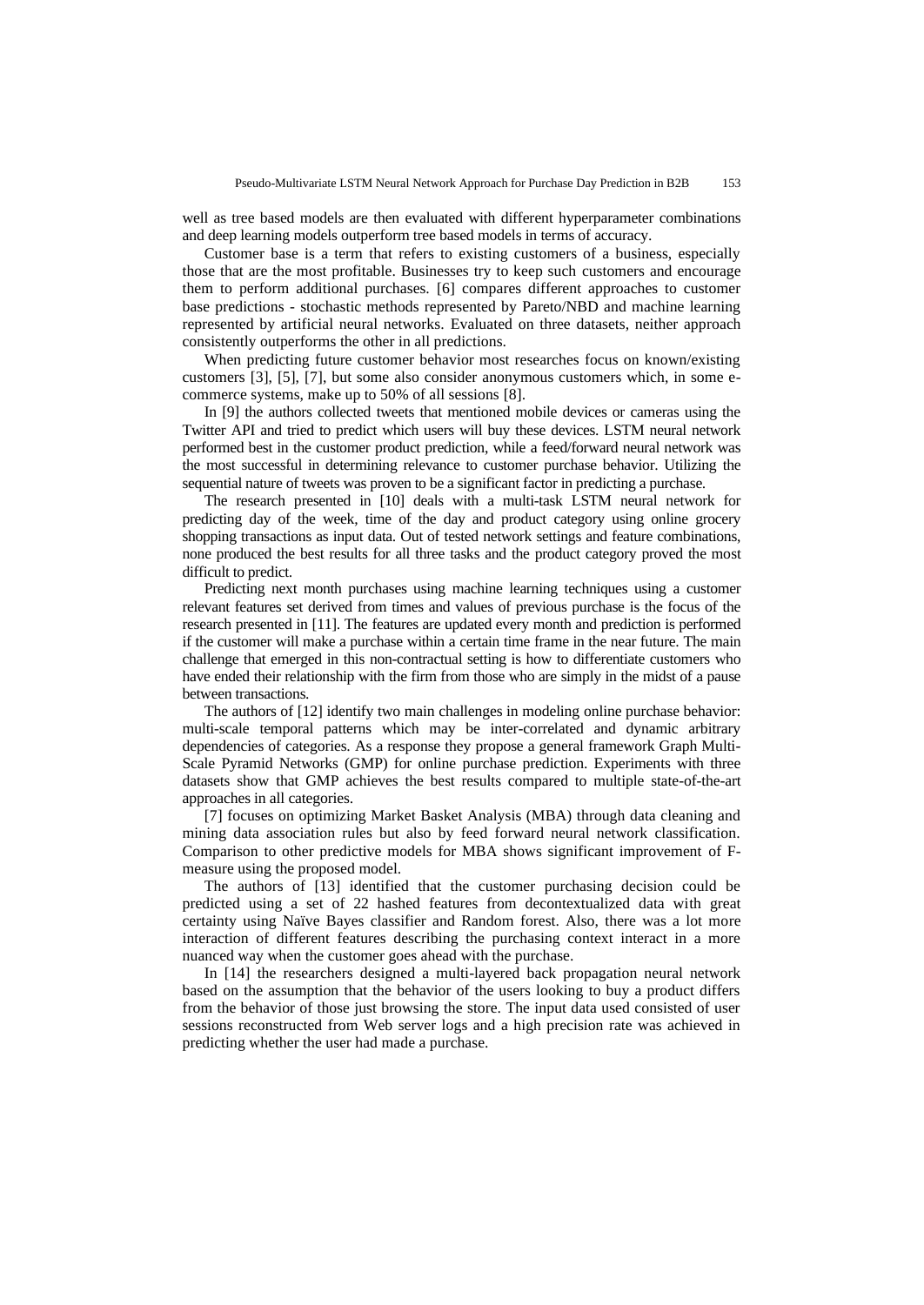well as tree based models are then evaluated with different hyperparameter combinations and deep learning models outperform tree based models in terms of accuracy.

Customer base is a term that refers to existing customers of a business, especially those that are the most profitable. Businesses try to keep such customers and encourage them to perform additional purchases. [6] compares different approaches to customer base predictions - stochastic methods represented by Pareto/NBD and machine learning represented by artificial neural networks. Evaluated on three datasets, neither approach consistently outperforms the other in all predictions.

When predicting future customer behavior most researches focus on known/existing customers [3], [5], [7], but some also consider anonymous customers which, in some e-commerce systems, make up to 50% of all sessions [8].

In [9] the authors collected tweets that mentioned mobile devices or cameras using the Twitter API and tried to predict which users will buy these devices. LSTM neural network performed best in the customer product prediction, while a feed/forward neural network was the most successful in determining relevance to customer purchase behavior. Utilizing the sequential nature of tweets was proven to be a significant factor in predicting a purchase.

The research presented in [10] deals with a multi-task LSTM neural network for predicting day of the week, time of the day and product category using online grocery shopping transactions as input data. Out of tested network settings and feature combinations, none produced the best results for all three tasks and the product category proved the most difficult to predict.

Predicting next month purchases using machine learning techniques using a customer relevant features set derived from times and values of previous purchase is the focus of the research presented in [11]. The features are updated every month and prediction is performed if the customer will make a purchase within a certain time frame in the near future. The main challenge that emerged in this non-contractual setting is how to differentiate customers who have ended their relationship with the firm from those who are simply in the midst of a pause between transactions.

The authors of [12] identify two main challenges in modeling online purchase behavior: multi-scale temporal patterns which may be inter-correlated and dynamic arbitrary dependencies of categories. As a response they propose a general framework Graph Multi-Scale Pyramid Networks (GMP) for online purchase prediction. Experiments with three datasets show that GMP achieves the best results compared to multiple state-of-the-art approaches in all categories.

[7] focuses on optimizing Market Basket Analysis (MBA) through data cleaning and mining data association rules but also by feed forward neural network classification. Comparison to other predictive models for MBA shows significant improvement of F-measure using the proposed model.

The authors of [13] identified that the customer purchasing decision could be predicted using a set of 22 hashed features from decontextualized data with great certainty using Naïve Bayes classifier and Random forest. Also, there was a lot more interaction of different features describing the purchasing context interact in a more nuanced way when the customer goes ahead with the purchase.

In [14] the researchers designed a multi-layered back propagation neural network based on the assumption that the behavior of the users looking to buy a product differs from the behavior of those just browsing the store. The input data used consisted of user sessions reconstructed from Web server logs and a high precision rate was achieved in predicting whether the user had made a purchase.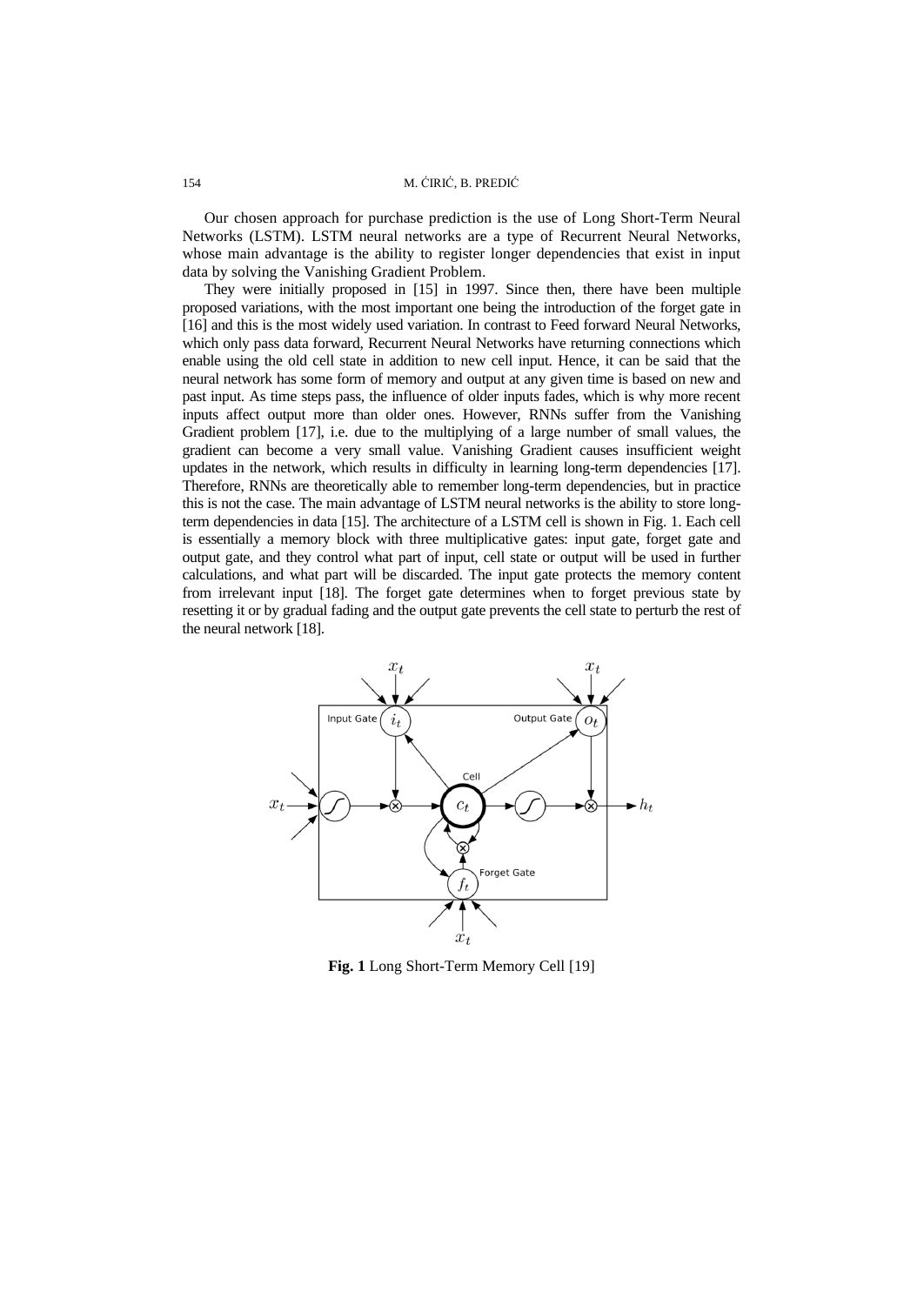Our chosen approach for purchase prediction is the use of Long Short-Term Neural Networks (LSTM). LSTM neural networks are a type of Recurrent Neural Networks, whose main advantage is the ability to register longer dependencies that exist in input data by solving the Vanishing Gradient Problem.

They were initially proposed in [15] in 1997. Since then, there have been multiple proposed variations, with the most important one being the introduction of the forget gate in [16] and this is the most widely used variation. In contrast to Feed forward Neural Networks, which only pass data forward, Recurrent Neural Networks have returning connections which enable using the old cell state in addition to new cell input. Hence, it can be said that the neural network has some form of memory and output at any given time is based on new and past input. As time steps pass, the influence of older inputs fades, which is why more recent inputs affect output more than older ones. However, RNNs suffer from the Vanishing Gradient problem [17], i.e. due to the multiplying of a large number of small values, the gradient can become a very small value. Vanishing Gradient causes insufficient weight updates in the network, which results in difficulty in learning long-term dependencies [17]. Therefore, RNNs are theoretically able to remember long-term dependencies, but in practice this is not the case. The main advantage of LSTM neural networks is the ability to store long-term dependencies in data [15]. The architecture of a LSTM cell is shown in Fig. 1. Each cell is essentially a memory block with three multiplicative gates: input gate, forget gate and output gate, and they control what part of input, cell state or output will be used in further calculations, and what part will be discarded. The input gate protects the memory content from irrelevant input [18]. The forget gate determines when to forget previous state by resetting it or by gradual fading and the output gate prevents the cell state to perturb the rest of the neural network [18].

**Fig. 1** Long Short-Term Memory Cell [19]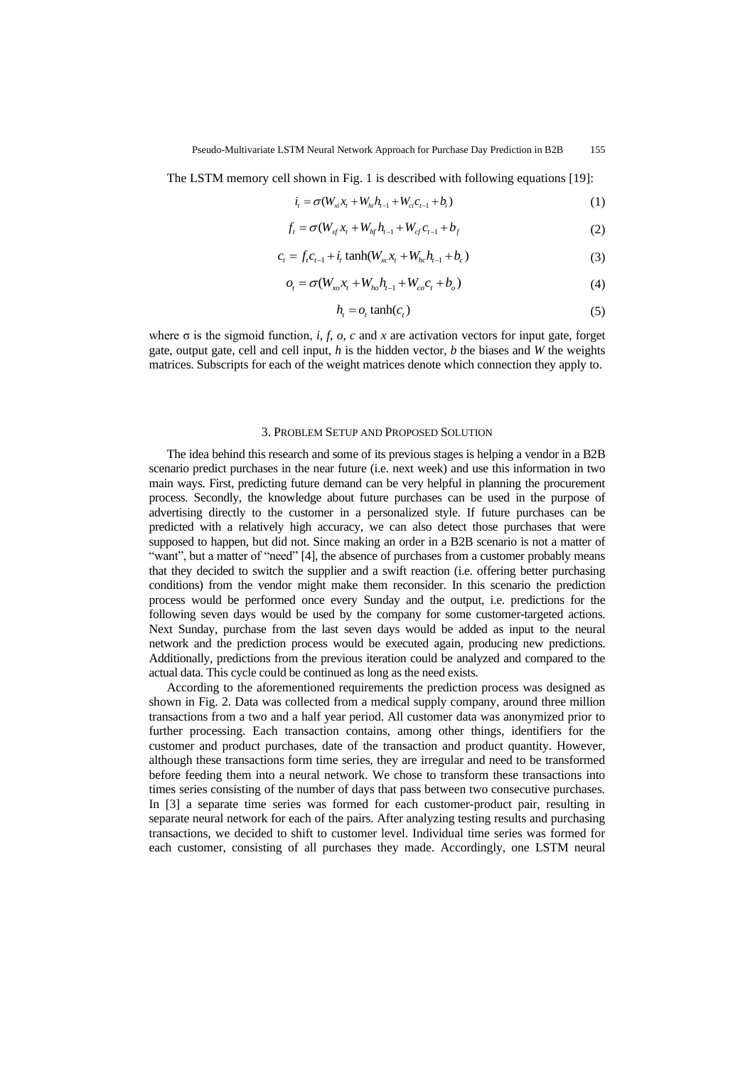The LSTM memory cell shown in Fig. 1 is described with following equations [19]:

$$i_t = \sigma(W_{xi}x_t + W_{hi}h_{t-1} + W_{ci}c_{t-1} + b_i) \tag{1}$$

$$f_t = \sigma(W_{xf}x_t + W_{hf}h_{t-1} + W_{cf}c_{t-1} + b_f \tag{2}$$

$$c_t = f_t c_{t-1} + i_t \tanh(W_{xc}x_t + W_{hc}h_{t-1} + b_c) \tag{3}$$

$$o_t = \sigma(W_{xo}x_t + W_{ho}h_{t-1} + W_{co}c_t + b_o) \tag{4}$$

$$h_t = o_t \tanh(c_t) \tag{5}$$

where σ is the sigmoid function, *i*, *f*, *o*, *c* and *x* are activation vectors for input gate, forget gate, output gate, cell and cell input, *h* is the hidden vector, *b* the biases and *W* the weights matrices. Subscripts for each of the weight matrices denote which connection they apply to.

## 3. Problem Setup and Proposed Solution

The idea behind this research and some of its previous stages is helping a vendor in a B2B scenario predict purchases in the near future (i.e. next week) and use this information in two main ways. First, predicting future demand can be very helpful in planning the procurement process. Secondly, the knowledge about future purchases can be used in the purpose of advertising directly to the customer in a personalized style. If future purchases can be predicted with a relatively high accuracy, we can also detect those purchases that were supposed to happen, but did not. Since making an order in a B2B scenario is not a matter of "want", but a matter of "need" [4], the absence of purchases from a customer probably means that they decided to switch the supplier and a swift reaction (i.e. offering better purchasing conditions) from the vendor might make them reconsider. In this scenario the prediction process would be performed once every Sunday and the output, i.e. predictions for the following seven days would be used by the company for some customer-targeted actions. Next Sunday, purchase from the last seven days would be added as input to the neural network and the prediction process would be executed again, producing new predictions. Additionally, predictions from the previous iteration could be analyzed and compared to the actual data. This cycle could be continued as long as the need exists.

According to the aforementioned requirements the prediction process was designed as shown in Fig. 2. Data was collected from a medical supply company, around three million transactions from a two and a half year period. All customer data was anonymized prior to further processing. Each transaction contains, among other things, identifiers for the customer and product purchases, date of the transaction and product quantity. However, although these transactions form time series, they are irregular and need to be transformed before feeding them into a neural network. We chose to transform these transactions into times series consisting of the number of days that pass between two consecutive purchases. In [3] a separate time series was formed for each customer-product pair, resulting in separate neural network for each of the pairs. After analyzing testing results and purchasing transactions, we decided to shift to customer level. Individual time series was formed for each customer, consisting of all purchases they made. Accordingly, one LSTM neural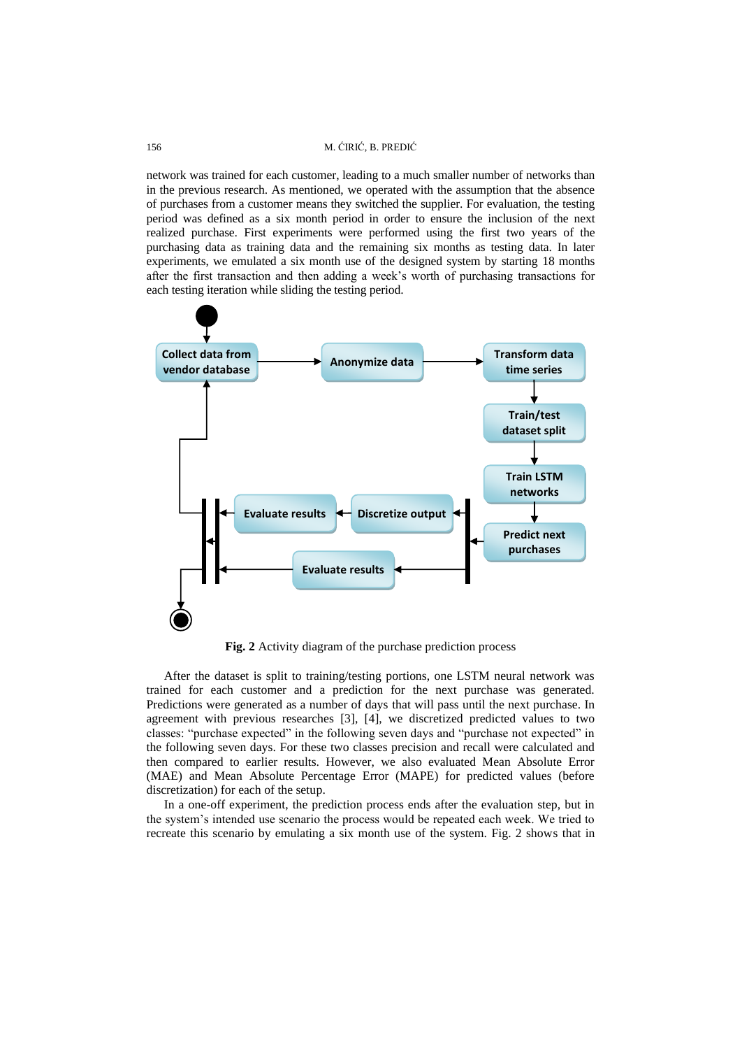network was trained for each customer, leading to a much smaller number of networks than in the previous research. As mentioned, we operated with the assumption that the absence of purchases from a customer means they switched the supplier. For evaluation, the testing period was defined as a six month period in order to ensure the inclusion of the next realized purchase. First experiments were performed using the first two years of the purchasing data as training data and the remaining six months as testing data. In later experiments, we emulated a six month use of the designed system by starting 18 months after the first transaction and then adding a week's worth of purchasing transactions for each testing iteration while sliding the testing period.

**Fig. 2** Activity diagram of the purchase prediction process

After the dataset is split to training/testing portions, one LSTM neural network was trained for each customer and a prediction for the next purchase was generated. Predictions were generated as a number of days that will pass until the next purchase. In agreement with previous researches [3], [4], we discretized predicted values to two classes: "purchase expected" in the following seven days and "purchase not expected" in the following seven days. For these two classes precision and recall were calculated and then compared to earlier results. However, we also evaluated Mean Absolute Error (MAE) and Mean Absolute Percentage Error (MAPE) for predicted values (before discretization) for each of the setup.

In a one-off experiment, the prediction process ends after the evaluation step, but in the system's intended use scenario the process would be repeated each week. We tried to recreate this scenario by emulating a six month use of the system. Fig. 2 shows that in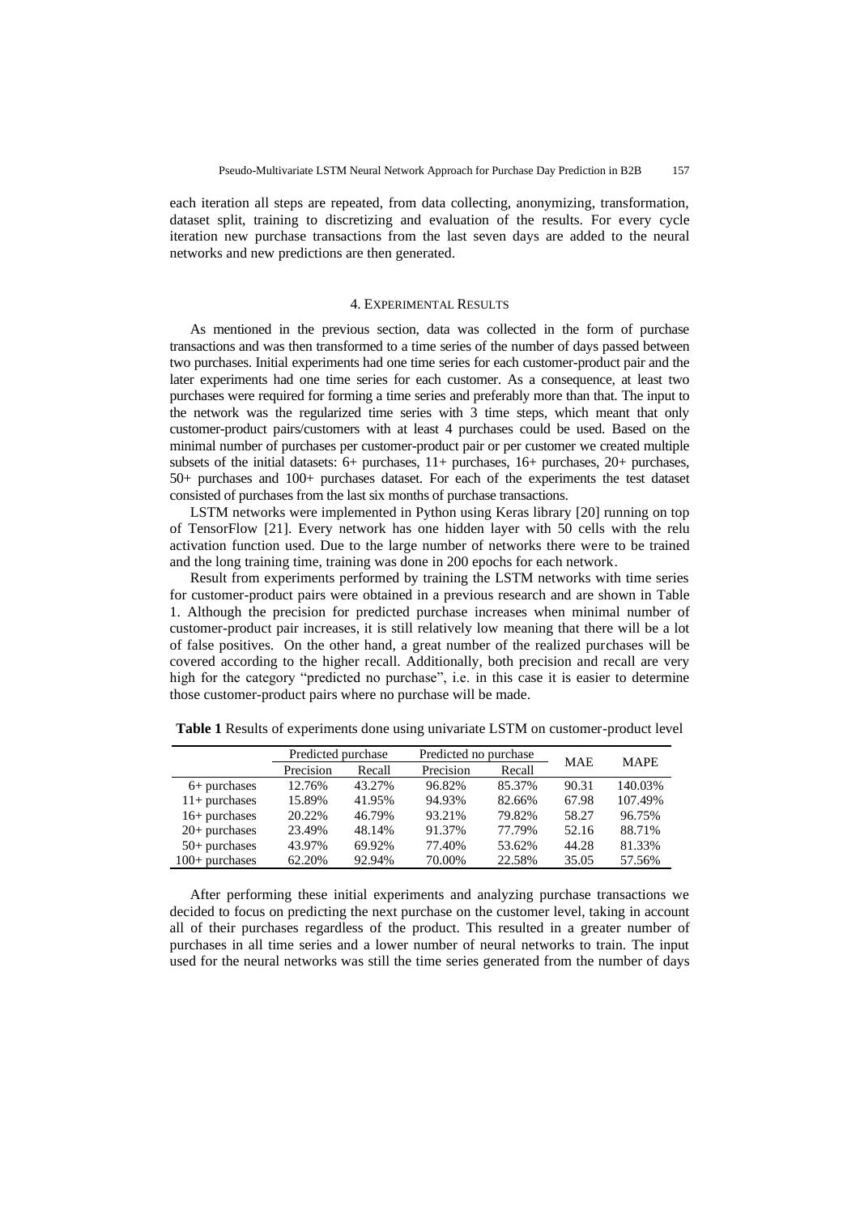each iteration all steps are repeated, from data collecting, anonymizing, transformation, dataset split, training to discretizing and evaluation of the results. For every cycle iteration new purchase transactions from the last seven days are added to the neural networks and new predictions are then generated.

## 4. Experimental Results

As mentioned in the previous section, data was collected in the form of purchase transactions and was then transformed to a time series of the number of days passed between two purchases. Initial experiments had one time series for each customer-product pair and the later experiments had one time series for each customer. As a consequence, at least two purchases were required for forming a time series and preferably more than that. The input to the network was the regularized time series with 3 time steps, which meant that only customer-product pairs/customers with at least 4 purchases could be used. Based on the minimal number of purchases per customer-product pair or per customer we created multiple subsets of the initial datasets: 6+ purchases, 11+ purchases, 16+ purchases, 20+ purchases, 50+ purchases and 100+ purchases dataset. For each of the experiments the test dataset consisted of purchases from the last six months of purchase transactions.

LSTM networks were implemented in Python using Keras library [20] running on top of TensorFlow [21]. Every network has one hidden layer with 50 cells with the relu activation function used. Due to the large number of networks there were to be trained and the long training time, training was done in 200 epochs for each network.

Result from experiments performed by training the LSTM networks with time series for customer-product pairs were obtained in a previous research and are shown in Table 1. Although the precision for predicted purchase increases when minimal number of customer-product pair increases, it is still relatively low meaning that there will be a lot of false positives. On the other hand, a great number of the realized purchases will be covered according to the higher recall. Additionally, both precision and recall are very high for the category "predicted no purchase", i.e. in this case it is easier to determine those customer-product pairs where no purchase will be made.

**Table 1** Results of experiments done using univariate LSTM on customer-product level

| | Predicted purchase | | Predicted no purchase | | MAE | MAPE |
|---|---|---|---|---|---|---|
| | Precision | Recall | Precision | Recall | | |
| 6+ purchases | 12.76% | 43.27% | 96.82% | 85.37% | 90.31 | 140.03% |
| 11+ purchases | 15.89% | 41.95% | 94.93% | 82.66% | 67.98 | 107.49% |
| 16+ purchases | 20.22% | 46.79% | 93.21% | 79.82% | 58.27 | 96.75% |
| 20+ purchases | 23.49% | 48.14% | 91.37% | 77.79% | 52.16 | 88.71% |
| 50+ purchases | 43.97% | 69.92% | 77.40% | 53.62% | 44.28 | 81.33% |
| 100+ purchases | 62.20% | 92.94% | 70.00% | 22.58% | 35.05 | 57.56% |

After performing these initial experiments and analyzing purchase transactions we decided to focus on predicting the next purchase on the customer level, taking in account all of their purchases regardless of the product. This resulted in a greater number of purchases in all time series and a lower number of neural networks to train. The input used for the neural networks was still the time series generated from the number of days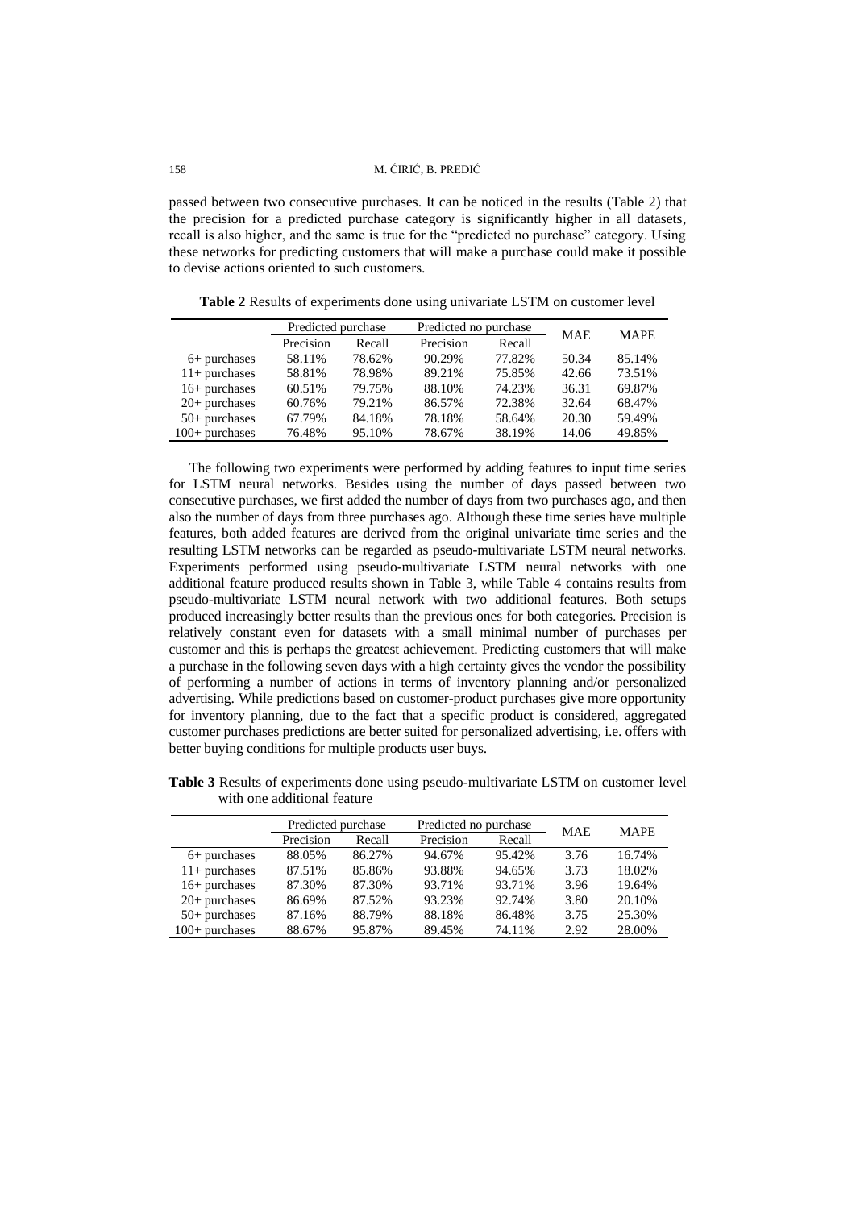passed between two consecutive purchases. It can be noticed in the results (Table 2) that the precision for a predicted purchase category is significantly higher in all datasets, recall is also higher, and the same is true for the "predicted no purchase" category. Using these networks for predicting customers that will make a purchase could make it possible to devise actions oriented to such customers.

**Table 2** Results of experiments done using univariate LSTM on customer level

| | Predicted purchase | | Predicted no purchase | | MAE | MAPE |
|---|---|---|---|---|---|---|
| | Precision | Recall | Precision | Recall | | |
| 6+ purchases | 58.11% | 78.62% | 90.29% | 77.82% | 50.34 | 85.14% |
| 11+ purchases | 58.81% | 78.98% | 89.21% | 75.85% | 42.66 | 73.51% |
| 16+ purchases | 60.51% | 79.75% | 88.10% | 74.23% | 36.31 | 69.87% |
| 20+ purchases | 60.76% | 79.21% | 86.57% | 72.38% | 32.64 | 68.47% |
| 50+ purchases | 67.79% | 84.18% | 78.18% | 58.64% | 20.30 | 59.49% |
| 100+ purchases | 76.48% | 95.10% | 78.67% | 38.19% | 14.06 | 49.85% |

The following two experiments were performed by adding features to input time series for LSTM neural networks. Besides using the number of days passed between two consecutive purchases, we first added the number of days from two purchases ago, and then also the number of days from three purchases ago. Although these time series have multiple features, both added features are derived from the original univariate time series and the resulting LSTM networks can be regarded as pseudo-multivariate LSTM neural networks. Experiments performed using pseudo-multivariate LSTM neural networks with one additional feature produced results shown in Table 3, while Table 4 contains results from pseudo-multivariate LSTM neural network with two additional features. Both setups produced increasingly better results than the previous ones for both categories. Precision is relatively constant even for datasets with a small minimal number of purchases per customer and this is perhaps the greatest achievement. Predicting customers that will make a purchase in the following seven days with a high certainty gives the vendor the possibility of performing a number of actions in terms of inventory planning and/or personalized advertising. While predictions based on customer-product purchases give more opportunity for inventory planning, due to the fact that a specific product is considered, aggregated customer purchases predictions are better suited for personalized advertising, i.e. offers with better buying conditions for multiple products user buys.

**Table 3** Results of experiments done using pseudo-multivariate LSTM on customer level with one additional feature

| | Predicted purchase | | Predicted no purchase | | MAE | MAPE |
|---|---|---|---|---|---|---|
| | Precision | Recall | Precision | Recall | | |
| 6+ purchases | 88.05% | 86.27% | 94.67% | 95.42% | 3.76 | 16.74% |
| 11+ purchases | 87.51% | 85.86% | 93.88% | 94.65% | 3.73 | 18.02% |
| 16+ purchases | 87.30% | 87.30% | 93.71% | 93.71% | 3.96 | 19.64% |
| 20+ purchases | 86.69% | 87.52% | 93.23% | 92.74% | 3.80 | 20.10% |
| 50+ purchases | 87.16% | 88.79% | 88.18% | 86.48% | 3.75 | 25.30% |
| 100+ purchases | 88.67% | 95.87% | 89.45% | 74.11% | 2.92 | 28.00% |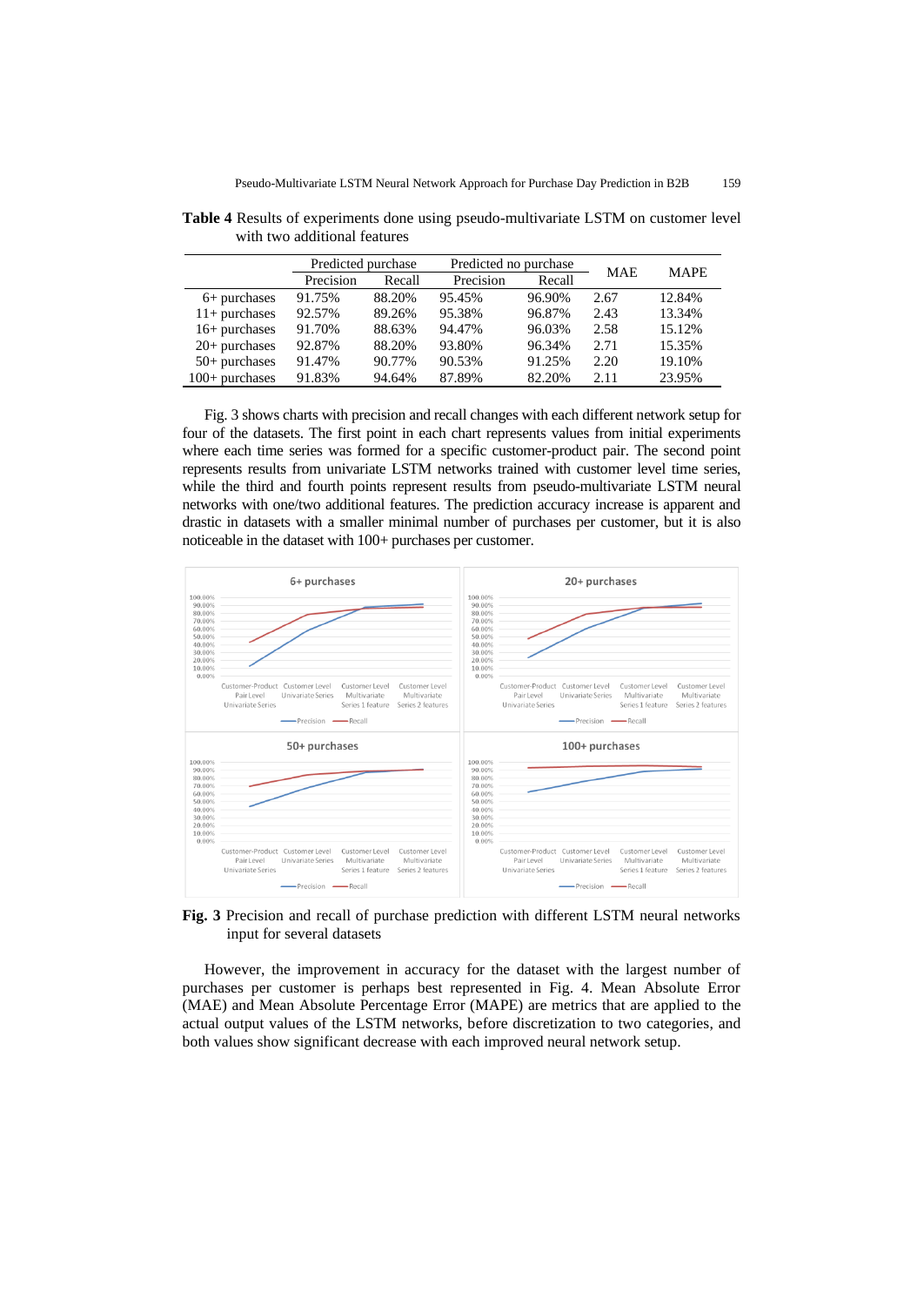**Table 4** Results of experiments done using pseudo-multivariate LSTM on customer level with two additional features

| | Predicted purchase | | Predicted no purchase | | MAE | MAPE |
|---|---|---|---|---|---|---|
| | Precision | Recall | Precision | Recall | | |
| 6+ purchases | 91.75% | 88.20% | 95.45% | 96.90% | 2.67 | 12.84% |
| 11+ purchases | 92.57% | 89.26% | 95.38% | 96.87% | 2.43 | 13.34% |
| 16+ purchases | 91.70% | 88.63% | 94.47% | 96.03% | 2.58 | 15.12% |
| 20+ purchases | 92.87% | 88.20% | 93.80% | 96.34% | 2.71 | 15.35% |
| 50+ purchases | 91.47% | 90.77% | 90.53% | 91.25% | 2.20 | 19.10% |
| 100+ purchases | 91.83% | 94.64% | 87.89% | 82.20% | 2.11 | 23.95% |

Fig. 3 shows charts with precision and recall changes with each different network setup for four of the datasets. The first point in each chart represents values from initial experiments where each time series was formed for a specific customer-product pair. The second point represents results from univariate LSTM networks trained with customer level time series, while the third and fourth points represent results from pseudo-multivariate LSTM neural networks with one/two additional features. The prediction accuracy increase is apparent and drastic in datasets with a smaller minimal number of purchases per customer, but it is also noticeable in the dataset with 100+ purchases per customer.

**Fig. 3** Precision and recall of purchase prediction with different LSTM neural networks input for several datasets

However, the improvement in accuracy for the dataset with the largest number of purchases per customer is perhaps best represented in Fig. 4. Mean Absolute Error (MAE) and Mean Absolute Percentage Error (MAPE) are metrics that are applied to the actual output values of the LSTM networks, before discretization to two categories, and both values show significant decrease with each improved neural network setup.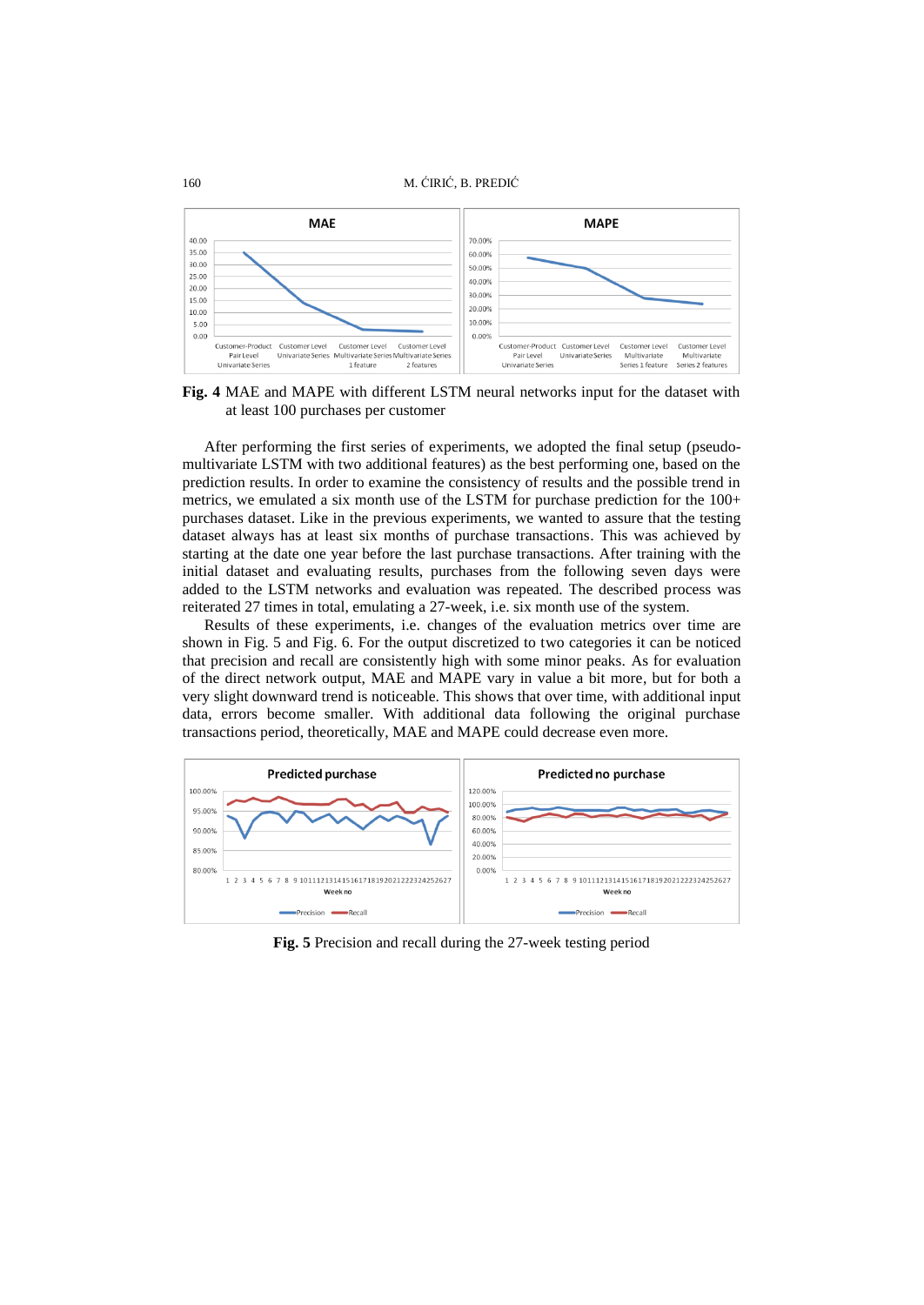**Fig. 4** MAE and MAPE with different LSTM neural networks input for the dataset with at least 100 purchases per customer

After performing the first series of experiments, we adopted the final setup (pseudo-multivariate LSTM with two additional features) as the best performing one, based on the prediction results. In order to examine the consistency of results and the possible trend in metrics, we emulated a six month use of the LSTM for purchase prediction for the 100+ purchases dataset. Like in the previous experiments, we wanted to assure that the testing dataset always has at least six months of purchase transactions. This was achieved by starting at the date one year before the last purchase transactions. After training with the initial dataset and evaluating results, purchases from the following seven days were added to the LSTM networks and evaluation was repeated. The described process was reiterated 27 times in total, emulating a 27-week, i.e. six month use of the system.

Results of these experiments, i.e. changes of the evaluation metrics over time are shown in Fig. 5 and Fig. 6. For the output discretized to two categories it can be noticed that precision and recall are consistently high with some minor peaks. As for evaluation of the direct network output, MAE and MAPE vary in value a bit more, but for both a very slight downward trend is noticeable. This shows that over time, with additional input data, errors become smaller. With additional data following the original purchase transactions period, theoretically, MAE and MAPE could decrease even more.

**Fig. 5** Precision and recall during the 27-week testing period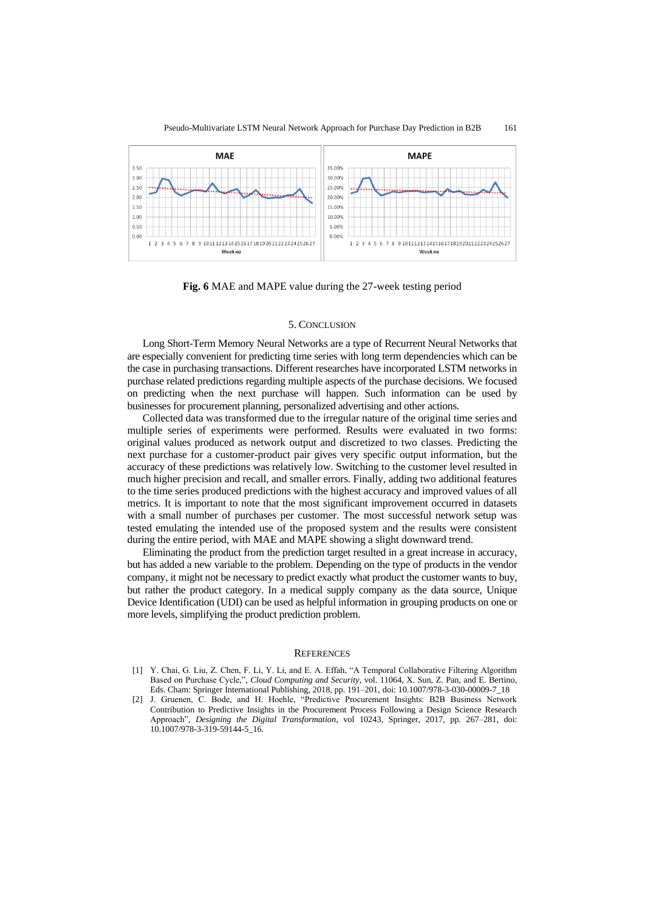**Fig. 6** MAE and MAPE value during the 27-week testing period

## 5. CONCLUSION

Long Short-Term Memory Neural Networks are a type of Recurrent Neural Networks that are especially convenient for predicting time series with long term dependencies which can be the case in purchasing transactions. Different researches have incorporated LSTM networks in purchase related predictions regarding multiple aspects of the purchase decisions. We focused on predicting when the next purchase will happen. Such information can be used by businesses for procurement planning, personalized advertising and other actions.

Collected data was transformed due to the irregular nature of the original time series and multiple series of experiments were performed. Results were evaluated in two forms: original values produced as network output and discretized to two classes. Predicting the next purchase for a customer-product pair gives very specific output information, but the accuracy of these predictions was relatively low. Switching to the customer level resulted in much higher precision and recall, and smaller errors. Finally, adding two additional features to the time series produced predictions with the highest accuracy and improved values of all metrics. It is important to note that the most significant improvement occurred in datasets with a small number of purchases per customer. The most successful network setup was tested emulating the intended use of the proposed system and the results were consistent during the entire period, with MAE and MAPE showing a slight downward trend.

Eliminating the product from the prediction target resulted in a great increase in accuracy, but has added a new variable to the problem. Depending on the type of products in the vendor company, it might not be necessary to predict exactly what product the customer wants to buy, but rather the product category. In a medical supply company as the data source, Unique Device Identification (UDI) can be used as helpful information in grouping products on one or more levels, simplifying the product prediction problem.

## REFERENCES

[1] Y. Chai, G. Liu, Z. Chen, F. Li, Y. Li, and E. A. Effah, "A Temporal Collaborative Filtering Algorithm Based on Purchase Cycle,", *Cloud Computing and Security*, vol. 11064, X. Sun, Z. Pan, and E. Bertino, Eds. Cham: Springer International Publishing, 2018, pp. 191–201, doi: 10.1007/978-3-030-00009-7_18

[2] J. Gruenen, C. Bode, and H. Hoehle, "Predictive Procurement Insights: B2B Business Network Contribution to Predictive Insights in the Procurement Process Following a Design Science Research Approach", *Designing the Digital Transformation*, vol 10243, Springer, 2017, pp. 267–281, doi: 10.1007/978-3-319-59144-5_16.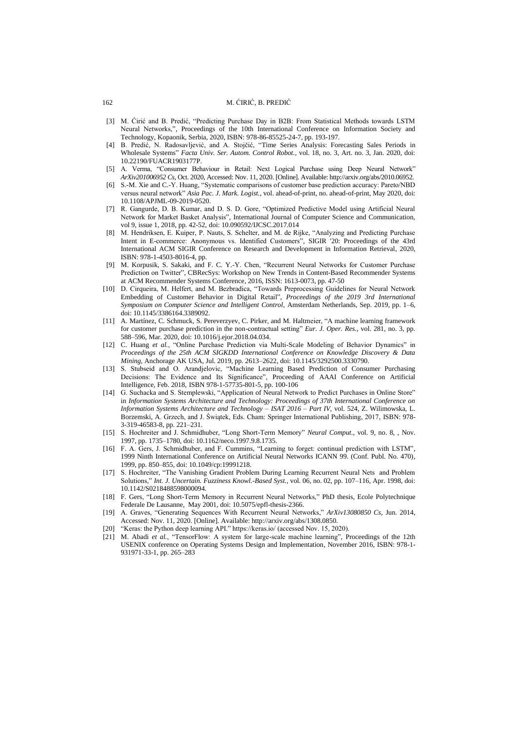[3] M. Ćirić and B. Predić, "Predicting Purchase Day in B2B: From Statistical Methods towards LSTM Neural Networks,", Proceedings of the 10th International Conference on Information Society and Technology, Kopaonik, Serbia, 2020, ISBN: 978-86-85525-24-7, pp. 193-197.

[4] B. Predić, N. Radosavljević, and A. Stojčić, "Time Series Analysis: Forecasting Sales Periods in Wholesale Systems" *Facta Univ. Ser. Autom. Control Robot.*, vol. 18, no. 3, Art. no. 3, Jan. 2020, doi: 10.22190/FUACR1903177P.

[5] A. Verma, "Consumer Behaviour in Retail: Next Logical Purchase using Deep Neural Network" *ArXiv201006952 Cs*, Oct. 2020, Accessed: Nov. 11, 2020. [Online]. Available: http://arxiv.org/abs/2010.06952.

[6] S.-M. Xie and C.-Y. Huang, "Systematic comparisons of customer base prediction accuracy: Pareto/NBD versus neural network" *Asia Pac. J. Mark. Logist.*, vol. ahead-of-print, no. ahead-of-print, May 2020, doi: 10.1108/APJML-09-2019-0520.

[7] R. Gangurde, D. B. Kumar, and D. S. D. Gore, "Optimized Predictive Model using Artificial Neural Network for Market Basket Analysis", International Journal of Computer Science and Communication, vol 9, issue 1, 2018, pp. 42-52, doi: 10.090592/IJCSC.2017.014

[8] M. Hendriksen, E. Kuiper, P. Nauts, S. Schelter, and M. de Rijke, "Analyzing and Predicting Purchase Intent in E-commerce: Anonymous vs. Identified Customers", SIGIR '20: Proceedings of the 43rd International ACM SIGIR Conference on Research and Development in Information Retrieval, 2020, ISBN: 978-1-4503-8016-4, pp.

[9] M. Korpusik, S. Sakaki, and F. C. Y.-Y. Chen, "Recurrent Neural Networks for Customer Purchase Prediction on Twitter", CBRecSys: Workshop on New Trends in Content-Based Recommender Systems at ACM Recommender Systems Conference, 2016, ISSN: 1613-0073, pp. 47-50

[10] D. Cirqueira, M. Helfert, and M. Bezbradica, "Towards Preprocessing Guidelines for Neural Network Embedding of Customer Behavior in Digital Retail", *Proceedings of the 2019 3rd International Symposium on Computer Science and Intelligent Control*, Amsterdam Netherlands, Sep. 2019, pp. 1–6, doi: 10.1145/3386164.3389092.

[11] A. Martínez, C. Schmuck, S. Pereverzyev, C. Pirker, and M. Haltmeier, "A machine learning framework for customer purchase prediction in the non-contractual setting" *Eur. J. Oper. Res.*, vol. 281, no. 3, pp. 588–596, Mar. 2020, doi: 10.1016/j.ejor.2018.04.034.

[12] C. Huang *et al.*, "Online Purchase Prediction via Multi-Scale Modeling of Behavior Dynamics" in *Proceedings of the 25th ACM SIGKDD International Conference on Knowledge Discovery & Data Mining*, Anchorage AK USA, Jul. 2019, pp. 2613–2622, doi: 10.1145/3292500.3330790.

[13] S. Stubseid and O. Arandjelovic, "Machine Learning Based Prediction of Consumer Purchasing Decisions: The Evidence and Its Significance", Proceeding of AAAI Conference on Artificial Intelligence, Feb. 2018, ISBN 978-1-57735-801-5, pp. 100-106

[14] G. Suchacka and S. Stemplewski, "Application of Neural Network to Predict Purchases in Online Store" in *Information Systems Architecture and Technology: Proceedings of 37th International Conference on Information Systems Architecture and Technology – ISAT 2016 – Part IV*, vol. 524, Z. Wilimowska, L. Borzemski, A. Grzech, and J. Świątek, Eds. Cham: Springer International Publishing, 2017, ISBN: 978-3-319-46583-8, pp. 221–231.

[15] S. Hochreiter and J. Schmidhuber, "Long Short-Term Memory" *Neural Comput.*, vol. 9, no. 8, , Nov. 1997, pp. 1735–1780, doi: 10.1162/neco.1997.9.8.1735.

[16] F. A. Gers, J. Schmidhuber, and F. Cummins, "Learning to forget: continual prediction with LSTM", 1999 Ninth International Conference on Artificial Neural Networks ICANN 99. (Conf. Publ. No. 470), 1999, pp. 850–855, doi: 10.1049/cp:19991218.

[17] S. Hochreiter, "The Vanishing Gradient Problem During Learning Recurrent Neural Nets and Problem Solutions," *Int. J. Uncertain. Fuzziness Knowl.-Based Syst.*, vol. 06, no. 02, pp. 107–116, Apr. 1998, doi: 10.1142/S0218488598000094.

[18] F. Gers, "Long Short-Term Memory in Recurrent Neural Networks," PhD thesis, Ecole Polytechnique Federale De Lausanne, May 2001, doi: 10.5075/epfl-thesis-2366.

[19] A. Graves, "Generating Sequences With Recurrent Neural Networks," *ArXiv13080850 Cs*, Jun. 2014, Accessed: Nov. 11, 2020. [Online]. Available: http://arxiv.org/abs/1308.0850.

[20] "Keras: the Python deep learning API." https://keras.io/ (accessed Nov. 15, 2020).

[21] M. Abadi *et al.*, "TensorFlow: A system for large-scale machine learning", Proceedings of the 12th USENIX conference on Operating Systems Design and Implementation, November 2016, ISBN: 978-1-931971-33-1, pp. 265–283